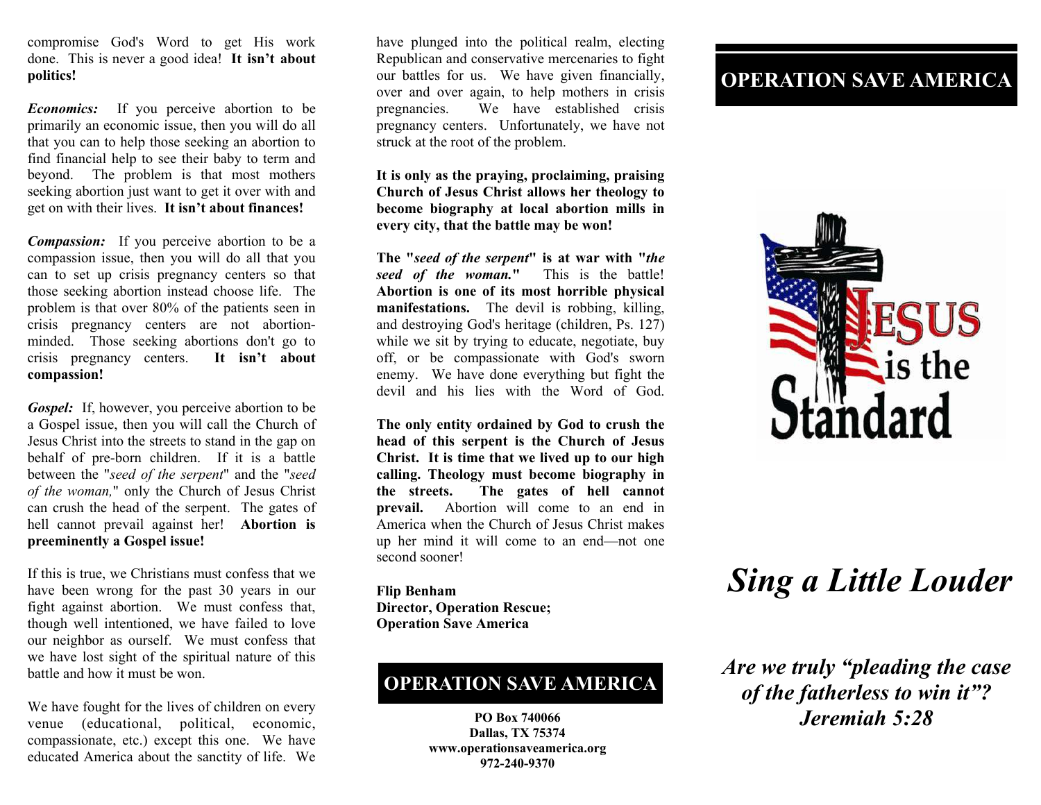compromise God's Word to get His work done. This is never a good idea! **It isn't about politics!**

***Economics:*** If you perceive abortion to be primarily an economic issue, then you will do all that you can to help those seeking an abortion to find financial help to see their baby to term and beyond. The problem is that most mothers seeking abortion just want to get it over with and get on with their lives. **It isn't about finances!**

***Compassion:*** If you perceive abortion to be a compassion issue, then you will do all that you can to set up crisis pregnancy centers so that those seeking abortion instead choose life. The problem is that over 80% of the patients seen in crisis pregnancy centers are not abortion-minded. Those seeking abortions don't go to crisis pregnancy centers. **It isn't about compassion!**

***Gospel:*** If, however, you perceive abortion to be a Gospel issue, then you will call the Church of Jesus Christ into the streets to stand in the gap on behalf of pre-born children. If it is a battle between the "*seed of the serpent*" and the "*seed of the woman,*" only the Church of Jesus Christ can crush the head of the serpent. The gates of hell cannot prevail against her! **Abortion is preeminently a Gospel issue!**

If this is true, we Christians must confess that we have been wrong for the past 30 years in our fight against abortion. We must confess that, though well intentioned, we have failed to love our neighbor as ourself. We must confess that we have lost sight of the spiritual nature of this battle and how it must be won.

We have fought for the lives of children on every venue (educational, political, economic, compassionate, etc.) except this one. We have educated America about the sanctity of life. We have plunged into the political realm, electing Republican and conservative mercenaries to fight our battles for us. We have given financially, over and over again, to help mothers in crisis pregnancies. We have established crisis pregnancy centers. Unfortunately, we have not struck at the root of the problem.

**It is only as the praying, proclaiming, praising Church of Jesus Christ allows her theology to become biography at local abortion mills in every city, that the battle may be won!**

**The "*seed of the serpent*" is at war with "*the seed of the woman.*"** This is the battle! **Abortion is one of its most horrible physical manifestations.** The devil is robbing, killing, and destroying God's heritage (children, Ps. 127) while we sit by trying to educate, negotiate, buy off, or be compassionate with God's sworn enemy. We have done everything but fight the devil and his lies with the Word of God.

**The only entity ordained by God to crush the head of this serpent is the Church of Jesus Christ. It is time that we lived up to our high calling. Theology must become biography in the streets. The gates of hell cannot prevail.** Abortion will come to an end in America when the Church of Jesus Christ makes up her mind it will come to an end—not one second sooner!

**Flip Benham**
**Director, Operation Rescue;**
**Operation Save America**

## OPERATION SAVE AMERICA

**PO Box 740066**
**Dallas, TX 75374**
**www.operationsaveamerica.org**
**972-240-9370**

## OPERATION SAVE AMERICA

JESUS is the Standard

# *Sing a Little Louder*

### *Are we truly "pleading the case of the fatherless to win it"? Jeremiah 5:28*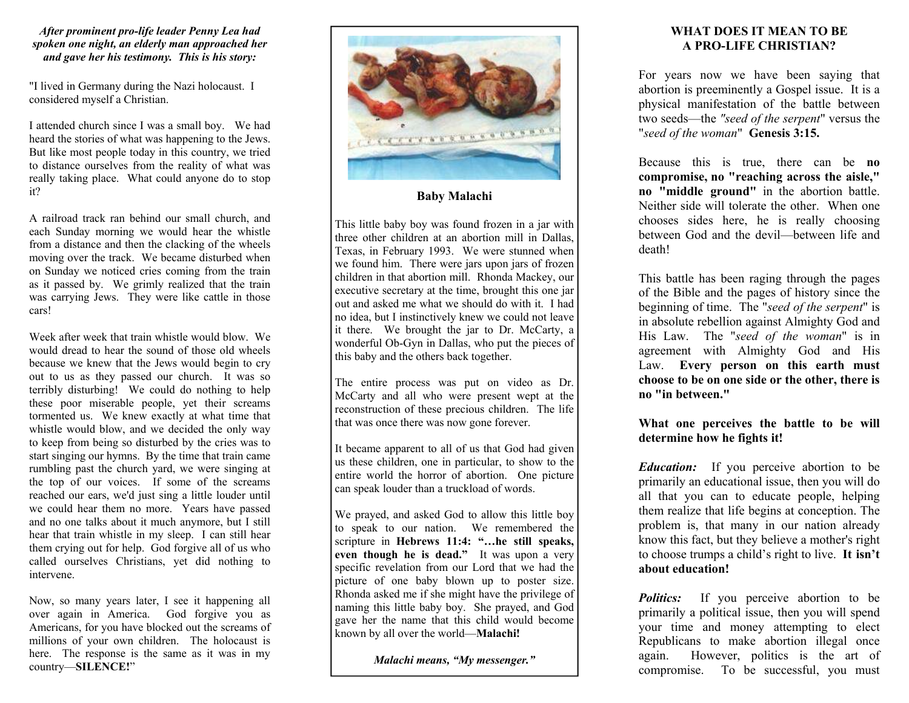*After prominent pro-life leader Penny Lea had spoken one night, an elderly man approached her and gave her his testimony. This is his story:*

"I lived in Germany during the Nazi holocaust. I considered myself a Christian.

I attended church since I was a small boy. We had heard the stories of what was happening to the Jews. But like most people today in this country, we tried to distance ourselves from the reality of what was really taking place. What could anyone do to stop it?

A railroad track ran behind our small church, and each Sunday morning we would hear the whistle from a distance and then the clacking of the wheels moving over the track. We became disturbed when on Sunday we noticed cries coming from the train as it passed by. We grimly realized that the train was carrying Jews. They were like cattle in those cars!

Week after week that train whistle would blow. We would dread to hear the sound of those old wheels because we knew that the Jews would begin to cry out to us as they passed our church. It was so terribly disturbing! We could do nothing to help these poor miserable people, yet their screams tormented us. We knew exactly at what time that whistle would blow, and we decided the only way to keep from being so disturbed by the cries was to start singing our hymns. By the time that train came rumbling past the church yard, we were singing at the top of our voices. If some of the screams reached our ears, we'd just sing a little louder until we could hear them no more. Years have passed and no one talks about it much anymore, but I still hear that train whistle in my sleep. I can still hear them crying out for help. God forgive all of us who called ourselves Christians, yet did nothing to intervene.

Now, so many years later, I see it happening all over again in America. God forgive you as Americans, for you have blocked out the screams of millions of your own children. The holocaust is here. The response is the same as it was in my country—**SILENCE!**"

**Baby Malachi**

This little baby boy was found frozen in a jar with three other children at an abortion mill in Dallas, Texas, in February 1993. We were stunned when we found him. There were jars upon jars of frozen children in that abortion mill. Rhonda Mackey, our executive secretary at the time, brought this one jar out and asked me what we should do with it. I had no idea, but I instinctively knew we could not leave it there. We brought the jar to Dr. McCarty, a wonderful Ob-Gyn in Dallas, who put the pieces of this baby and the others back together.

The entire process was put on video as Dr. McCarty and all who were present wept at the reconstruction of these precious children. The life that was once there was now gone forever.

It became apparent to all of us that God had given us these children, one in particular, to show to the entire world the horror of abortion. One picture can speak louder than a truckload of words.

We prayed, and asked God to allow this little boy to speak to our nation. We remembered the scripture in **Hebrews 11:4: "…he still speaks, even though he is dead."** It was upon a very specific revelation from our Lord that we had the picture of one baby blown up to poster size. Rhonda asked me if she might have the privilege of naming this little baby boy. She prayed, and God gave her the name that this child would become known by all over the world—**Malachi!**

***Malachi means, "My messenger."***

## WHAT DOES IT MEAN TO BE A PRO-LIFE CHRISTIAN?

For years now we have been saying that abortion is preeminently a Gospel issue. It is a physical manifestation of the battle between two seeds—the *"seed of the serpent"* versus the "*seed of the woman*" **Genesis 3:15.**

Because this is true, there can be **no compromise, no "reaching across the aisle," no "middle ground"** in the abortion battle. Neither side will tolerate the other. When one chooses sides here, he is really choosing between God and the devil—between life and death!

This battle has been raging through the pages of the Bible and the pages of history since the beginning of time. The "*seed of the serpent*" is in absolute rebellion against Almighty God and His Law. The "*seed of the woman*" is in agreement with Almighty God and His Law. **Every person on this earth must choose to be on one side or the other, there is no "in between."**

**What one perceives the battle to be will determine how he fights it!**

***Education:*** If you perceive abortion to be primarily an educational issue, then you will do all that you can to educate people, helping them realize that life begins at conception. The problem is, that many in our nation already know this fact, but they believe a mother's right to choose trumps a child's right to live. **It isn't about education!**

***Politics:*** If you perceive abortion to be primarily a political issue, then you will spend your time and money attempting to elect Republicans to make abortion illegal once again. However, politics is the art of compromise. To be successful, you must